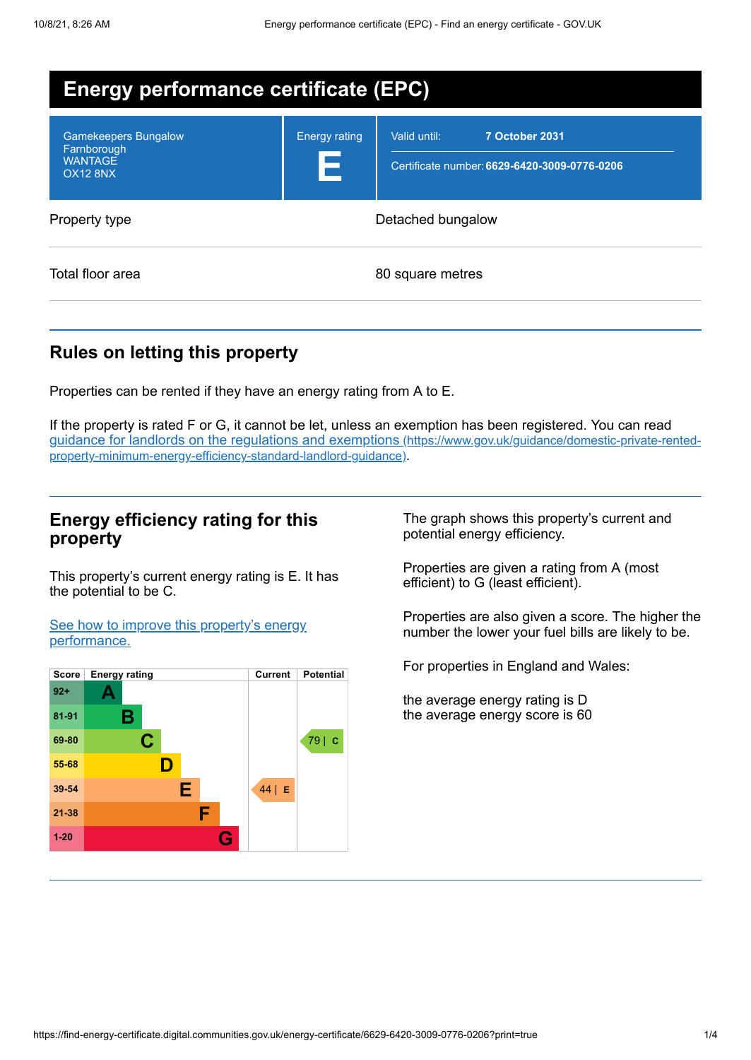# Energy performance certificate (EPC)

| Gamekeepers Bungalow<br>Farnborough<br>WANTAGE<br>OX12 8NX | Energy rating<br>**E** | Valid until: **7 October 2031**<br>Certificate number: **6629-6420-3009-0776-0206** |
|---|---|---|

| | |
|---|---|
| Property type | Detached bungalow |
| Total floor area | 80 square metres |

## Rules on letting this property

Properties can be rented if they have an energy rating from A to E.

If the property is rated F or G, it cannot be let, unless an exemption has been registered. You can read guidance for landlords on the regulations and exemptions (https://www.gov.uk/guidance/domestic-private-rented-property-minimum-energy-efficiency-standard-landlord-guidance).

## Energy efficiency rating for this property

This property's current energy rating is E. It has the potential to be C.

See how to improve this property's energy performance.

| Score | Energy rating | Current | Potential |
|---|---|---|---|
| 92+ | A | | |
| 81-91 | B | | |
| 69-80 | C | | 79 \| C |
| 55-68 | D | | |
| 39-54 | E | 44 \| E | |
| 21-38 | F | | |
| 1-20 | G | | |

The graph shows this property's current and potential energy efficiency.

Properties are given a rating from A (most efficient) to G (least efficient).

Properties are also given a score. The higher the number the lower your fuel bills are likely to be.

For properties in England and Wales:

the average energy rating is D
the average energy score is 60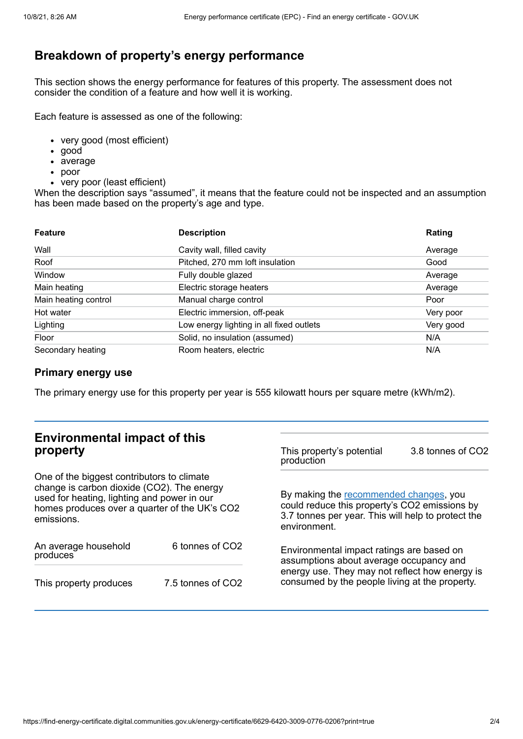## Breakdown of property's energy performance

This section shows the energy performance for features of this property. The assessment does not consider the condition of a feature and how well it is working.

Each feature is assessed as one of the following:

- very good (most efficient)
- good
- average
- poor
- very poor (least efficient)

When the description says "assumed", it means that the feature could not be inspected and an assumption has been made based on the property's age and type.

| Feature | Description | Rating |
| --- | --- | --- |
| Wall | Cavity wall, filled cavity | Average |
| Roof | Pitched, 270 mm loft insulation | Good |
| Window | Fully double glazed | Average |
| Main heating | Electric storage heaters | Average |
| Main heating control | Manual charge control | Poor |
| Hot water | Electric immersion, off-peak | Very poor |
| Lighting | Low energy lighting in all fixed outlets | Very good |
| Floor | Solid, no insulation (assumed) | N/A |
| Secondary heating | Room heaters, electric | N/A |

### Primary energy use

The primary energy use for this property per year is 555 kilowatt hours per square metre (kWh/m2).

## Environmental impact of this property

One of the biggest contributors to climate change is carbon dioxide ($CO_2$). The energy used for heating, lighting and power in our homes produces over a quarter of the UK's $CO_2$ emissions.

| | |
| --- | --- |
| An average household produces | 6 tonnes of $CO_2$ |
| This property produces | 7.5 tonnes of $CO_2$ |
| This property's potential production | 3.8 tonnes of $CO_2$ |

By making the recommended changes, you could reduce this property's $CO_2$ emissions by 3.7 tonnes per year. This will help to protect the environment.

Environmental impact ratings are based on assumptions about average occupancy and energy use. They may not reflect how energy is consumed by the people living at the property.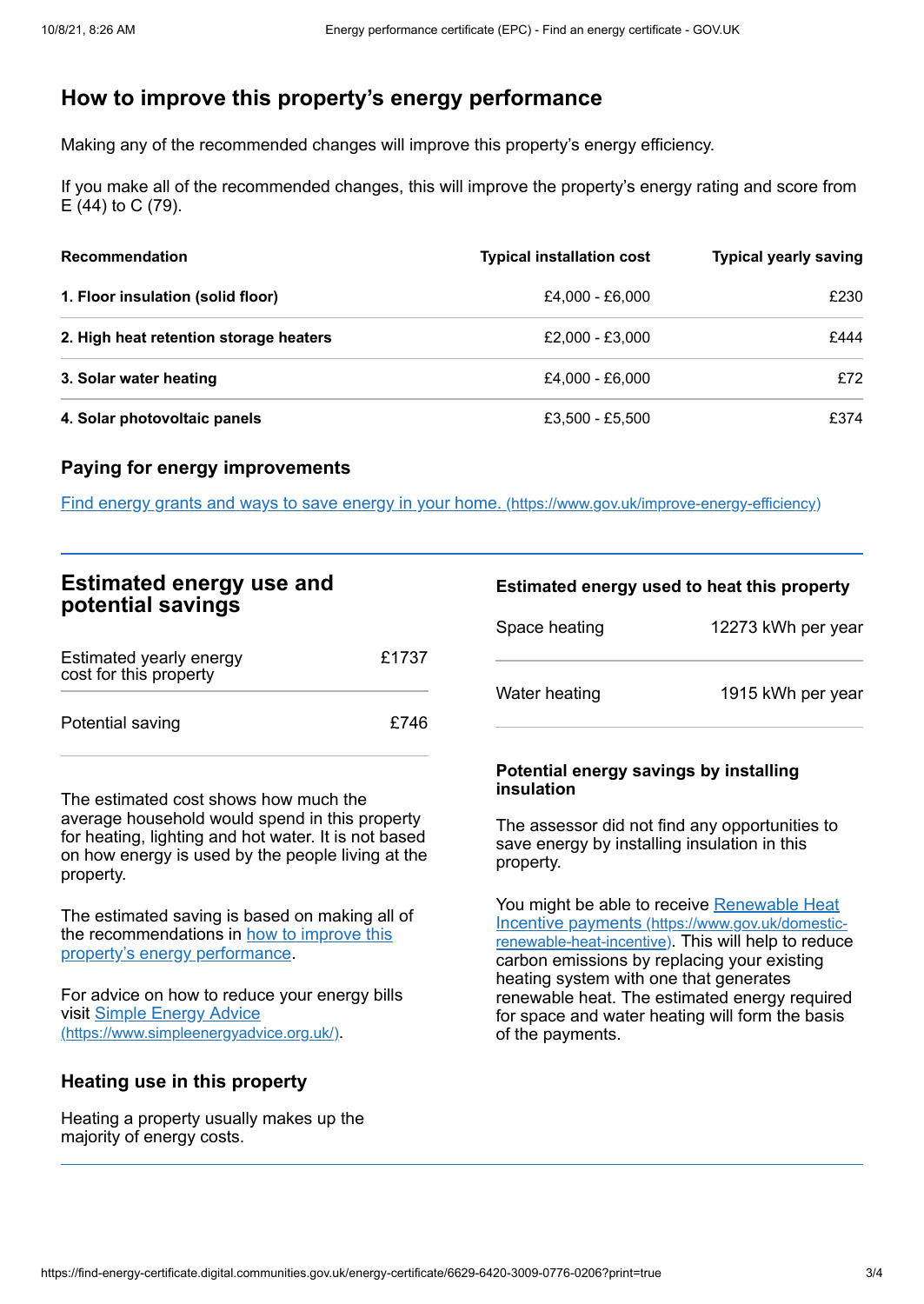## How to improve this property's energy performance

Making any of the recommended changes will improve this property's energy efficiency.

If you make all of the recommended changes, this will improve the property's energy rating and score from E (44) to C (79).

| Recommendation | Typical installation cost | Typical yearly saving |
| --- | --- | --- |
| **1. Floor insulation (solid floor)** | £4,000 - £6,000 | £230 |
| **2. High heat retention storage heaters** | £2,000 - £3,000 | £444 |
| **3. Solar water heating** | £4,000 - £6,000 | £72 |
| **4. Solar photovoltaic panels** | £3,500 - £5,500 | £374 |

### Paying for energy improvements

[Find energy grants and ways to save energy in your home. (https://www.gov.uk/improve-energy-efficiency)](https://www.gov.uk/improve-energy-efficiency)

## Estimated energy use and potential savings

| | |
| --- | --- |
| Estimated yearly energy cost for this property | £1737 |
| Potential saving | £746 |

The estimated cost shows how much the average household would spend in this property for heating, lighting and hot water. It is not based on how energy is used by the people living at the property.

The estimated saving is based on making all of the recommendations in [how to improve this property's energy performance](#).

For advice on how to reduce your energy bills visit [Simple Energy Advice (https://www.simpleenergyadvice.org.uk/)](https://www.simpleenergyadvice.org.uk/).

### Heating use in this property

Heating a property usually makes up the majority of energy costs.

### Estimated energy used to heat this property

| | |
| --- | --- |
| Space heating | 12273 kWh per year |
| Water heating | 1915 kWh per year |

### Potential energy savings by installing insulation

The assessor did not find any opportunities to save energy by installing insulation in this property.

You might be able to receive [Renewable Heat Incentive payments (https://www.gov.uk/domestic-renewable-heat-incentive)](https://www.gov.uk/domestic-renewable-heat-incentive). This will help to reduce carbon emissions by replacing your existing heating system with one that generates renewable heat. The estimated energy required for space and water heating will form the basis of the payments.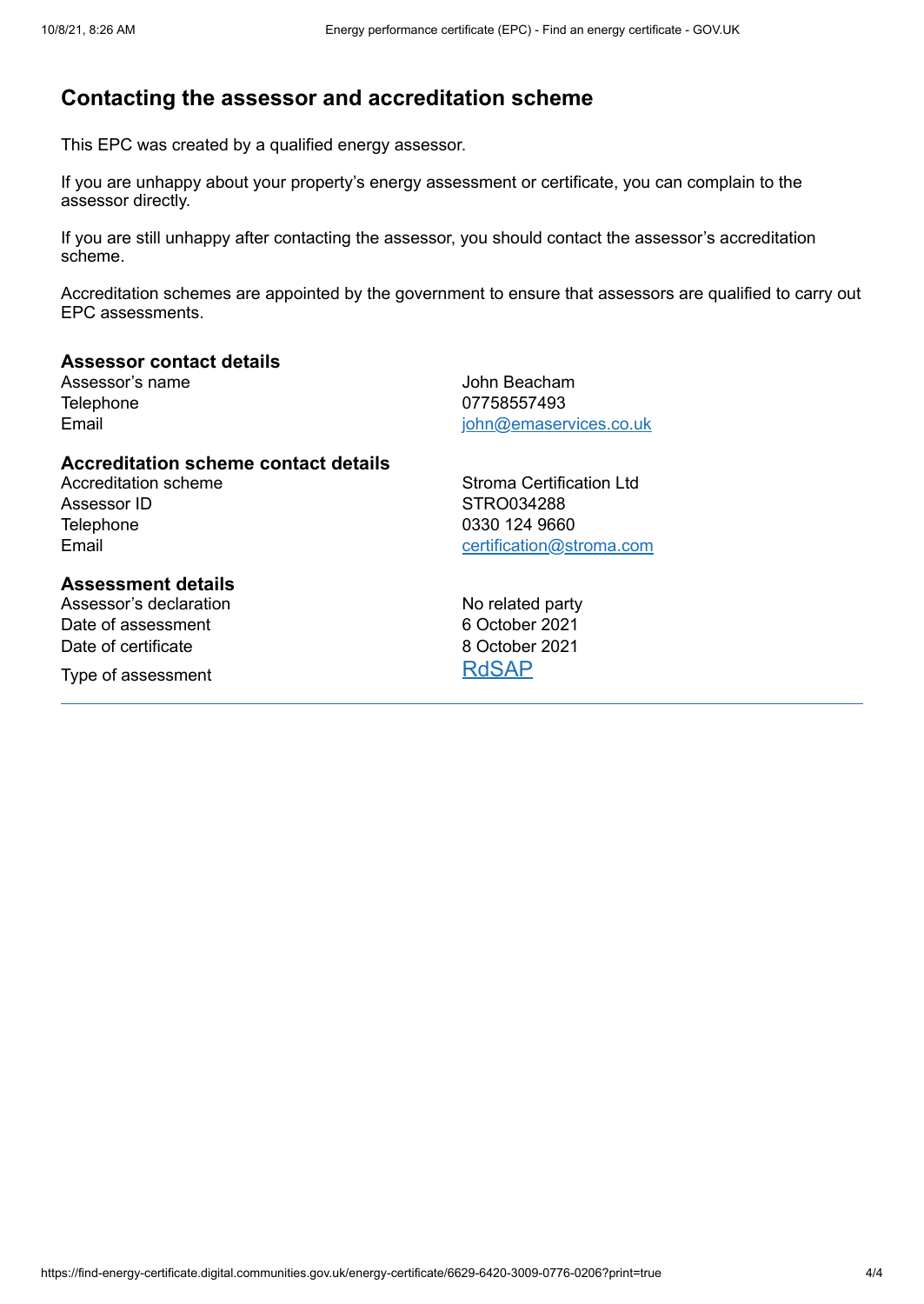## Contacting the assessor and accreditation scheme

This EPC was created by a qualified energy assessor.

If you are unhappy about your property's energy assessment or certificate, you can complain to the assessor directly.

If you are still unhappy after contacting the assessor, you should contact the assessor's accreditation scheme.

Accreditation schemes are appointed by the government to ensure that assessors are qualified to carry out EPC assessments.

### Assessor contact details

| | |
|---|---|
| Assessor's name | John Beacham |
| Telephone | 07758557493 |
| Email | john@emaservices.co.uk |

### Accreditation scheme contact details

| | |
|---|---|
| Accreditation scheme | Stroma Certification Ltd |
| Assessor ID | STRO034288 |
| Telephone | 0330 124 9660 |
| Email | certification@stroma.com |

### Assessment details

| | |
|---|---|
| Assessor's declaration | No related party |
| Date of assessment | 6 October 2021 |
| Date of certificate | 8 October 2021 |
| Type of assessment | RdSAP |